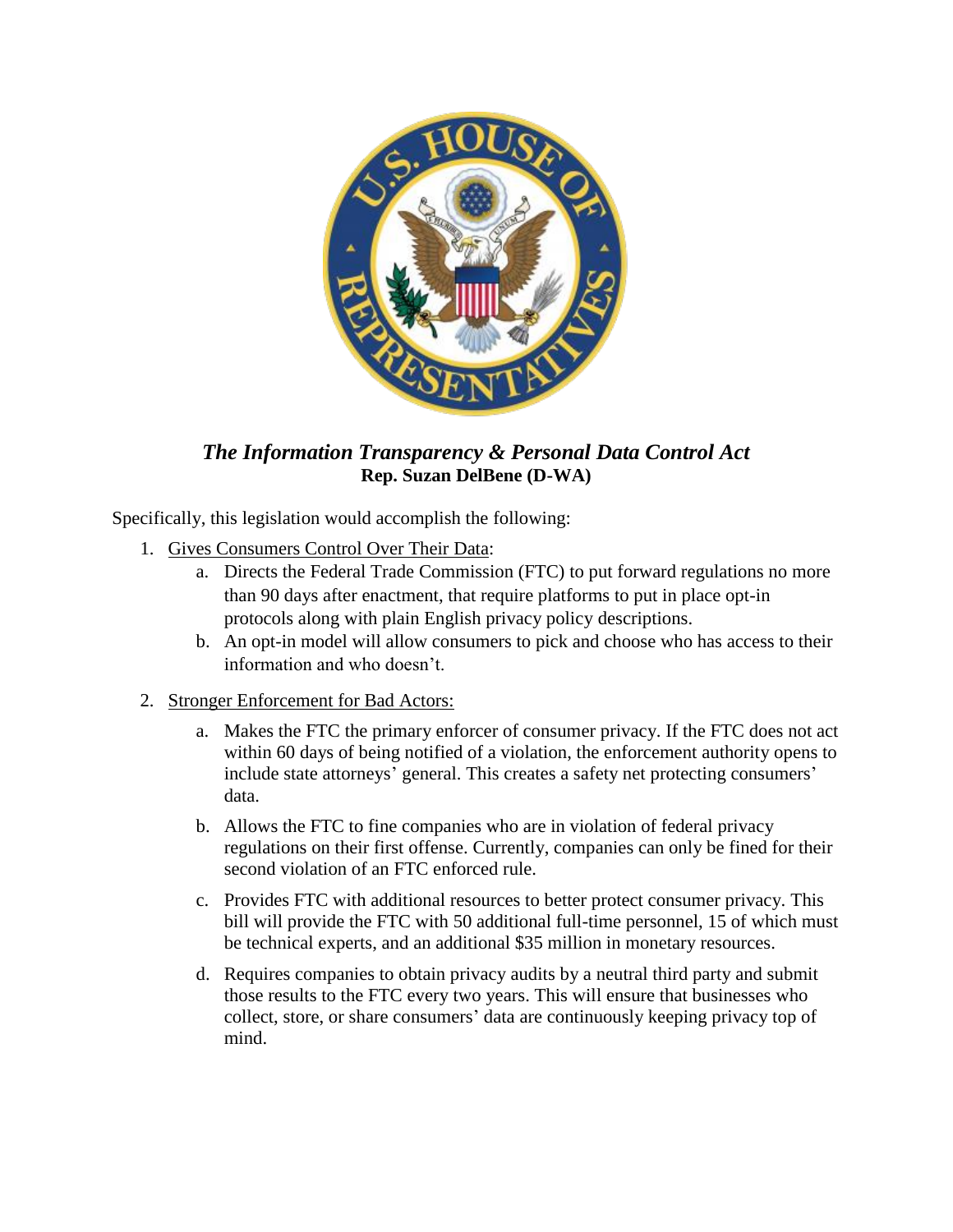# *The Information Transparency & Personal Data Control Act*

**Rep. Suzan DelBene (D-WA)**

Specifically, this legislation would accomplish the following:

1. Gives Consumers Control Over Their Data:
   a. Directs the Federal Trade Commission (FTC) to put forward regulations no more than 90 days after enactment, that require platforms to put in place opt-in protocols along with plain English privacy policy descriptions.
   b. An opt-in model will allow consumers to pick and choose who has access to their information and who doesn't.

2. Stronger Enforcement for Bad Actors:
   a. Makes the FTC the primary enforcer of consumer privacy. If the FTC does not act within 60 days of being notified of a violation, the enforcement authority opens to include state attorneys' general. This creates a safety net protecting consumers' data.
   b. Allows the FTC to fine companies who are in violation of federal privacy regulations on their first offense. Currently, companies can only be fined for their second violation of an FTC enforced rule.
   c. Provides FTC with additional resources to better protect consumer privacy. This bill will provide the FTC with 50 additional full-time personnel, 15 of which must be technical experts, and an additional $35 million in monetary resources.
   d. Requires companies to obtain privacy audits by a neutral third party and submit those results to the FTC every two years. This will ensure that businesses who collect, store, or share consumers' data are continuously keeping privacy top of mind.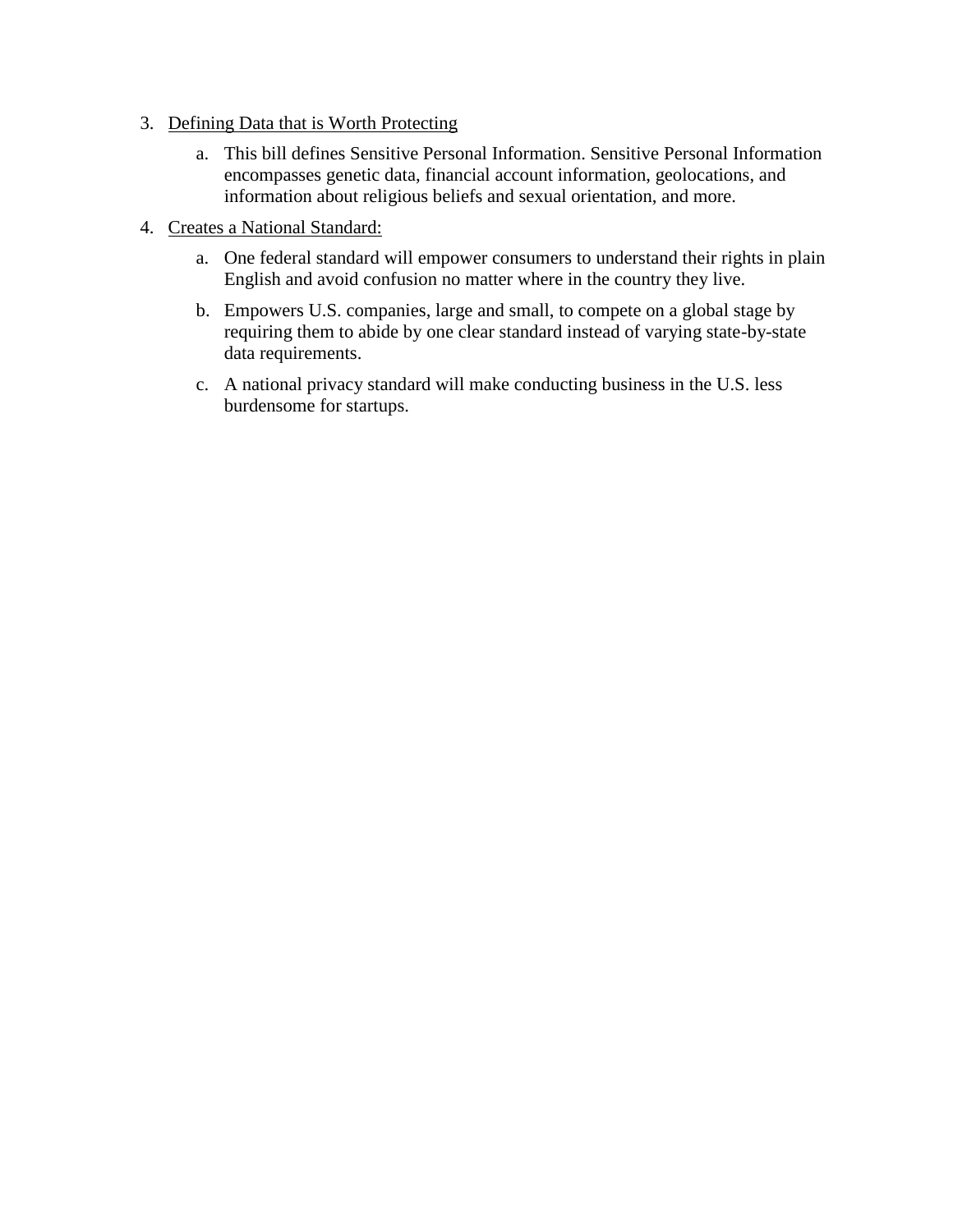3. <u>Defining Data that is Worth Protecting</u>

    a. This bill defines Sensitive Personal Information. Sensitive Personal Information encompasses genetic data, financial account information, geolocations, and information about religious beliefs and sexual orientation, and more.

4. <u>Creates a National Standard:</u>

    a. One federal standard will empower consumers to understand their rights in plain English and avoid confusion no matter where in the country they live.

    b. Empowers U.S. companies, large and small, to compete on a global stage by requiring them to abide by one clear standard instead of varying state-by-state data requirements.

    c. A national privacy standard will make conducting business in the U.S. less burdensome for startups.